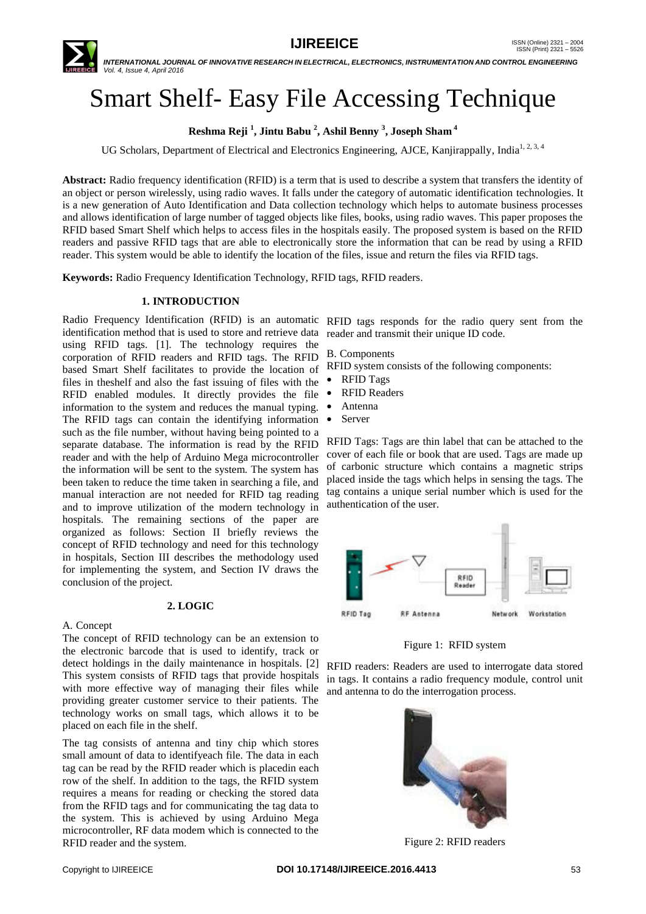# Smart Shelf- Easy File Accessing Technique

**Reshma Reji [1], Jintu Babu [2], Ashil Benny [3], Joseph Sham [4]**

UG Scholars, Department of Electrical and Electronics Engineering, AJCE, Kanjirappally, India[1, 2, 3, 4]

**Abstract:** Radio frequency identification (RFID) is a term that is used to describe a system that transfers the identity of an object or person wirelessly, using radio waves. It falls under the category of automatic identification technologies. It is a new generation of Auto Identification and Data collection technology which helps to automate business processes and allows identification of large number of tagged objects like files, books, using radio waves. This paper proposes the RFID based Smart Shelf which helps to access files in the hospitals easily. The proposed system is based on the RFID readers and passive RFID tags that are able to electronically store the information that can be read by using a RFID reader. This system would be able to identify the location of the files, issue and return the files via RFID tags.

**Keywords:** Radio Frequency Identification Technology, RFID tags, RFID readers.

## 1. INTRODUCTION

Radio Frequency Identification (RFID) is an automatic identification method that is used to store and retrieve data using RFID tags. [1]. The technology requires the corporation of RFID readers and RFID tags. The RFID based Smart Shelf facilitates to provide the location of files in theshelf and also the fast issuing of files with the RFID enabled modules. It directly provides the file information to the system and reduces the manual typing. The RFID tags can contain the identifying information such as the file number, without having being pointed to a separate database. The information is read by the RFID reader and with the help of Arduino Mega microcontroller the information will be sent to the system. The system has been taken to reduce the time taken in searching a file, and manual interaction are not needed for RFID tag reading and to improve utilization of the modern technology in hospitals. The remaining sections of the paper are organized as follows: Section II briefly reviews the concept of RFID technology and need for this technology in hospitals, Section III describes the methodology used for implementing the system, and Section IV draws the conclusion of the project.

## 2. LOGIC

A. Concept

The concept of RFID technology can be an extension to the electronic barcode that is used to identify, track or detect holdings in the daily maintenance in hospitals. [2] This system consists of RFID tags that provide hospitals with more effective way of managing their files while providing greater customer service to their patients. The technology works on small tags, which allows it to be placed on each file in the shelf.

The tag consists of antenna and tiny chip which stores small amount of data to identifyeach file. The data in each tag can be read by the RFID reader which is placedin each row of the shelf. In addition to the tags, the RFID system requires a means for reading or checking the stored data from the RFID tags and for communicating the tag data to the system. This is achieved by using Arduino Mega microcontroller, RF data modem which is connected to the RFID reader and the system. RFID tags responds for the radio query sent from the reader and transmit their unique ID code.

B. Components

RFID system consists of the following components:

- RFID Tags
- RFID Readers
- Antenna
- Server

RFID Tags: Tags are thin label that can be attached to the cover of each file or book that are used. Tags are made up of carbonic structure which contains a magnetic strips placed inside the tags which helps in sensing the tags. The tag contains a unique serial number which is used for the authentication of the user.

Figure 1: RFID system

RFID readers: Readers are used to interrogate data stored in tags. It contains a radio frequency module, control unit and antenna to do the interrogation process.

Figure 2: RFID readers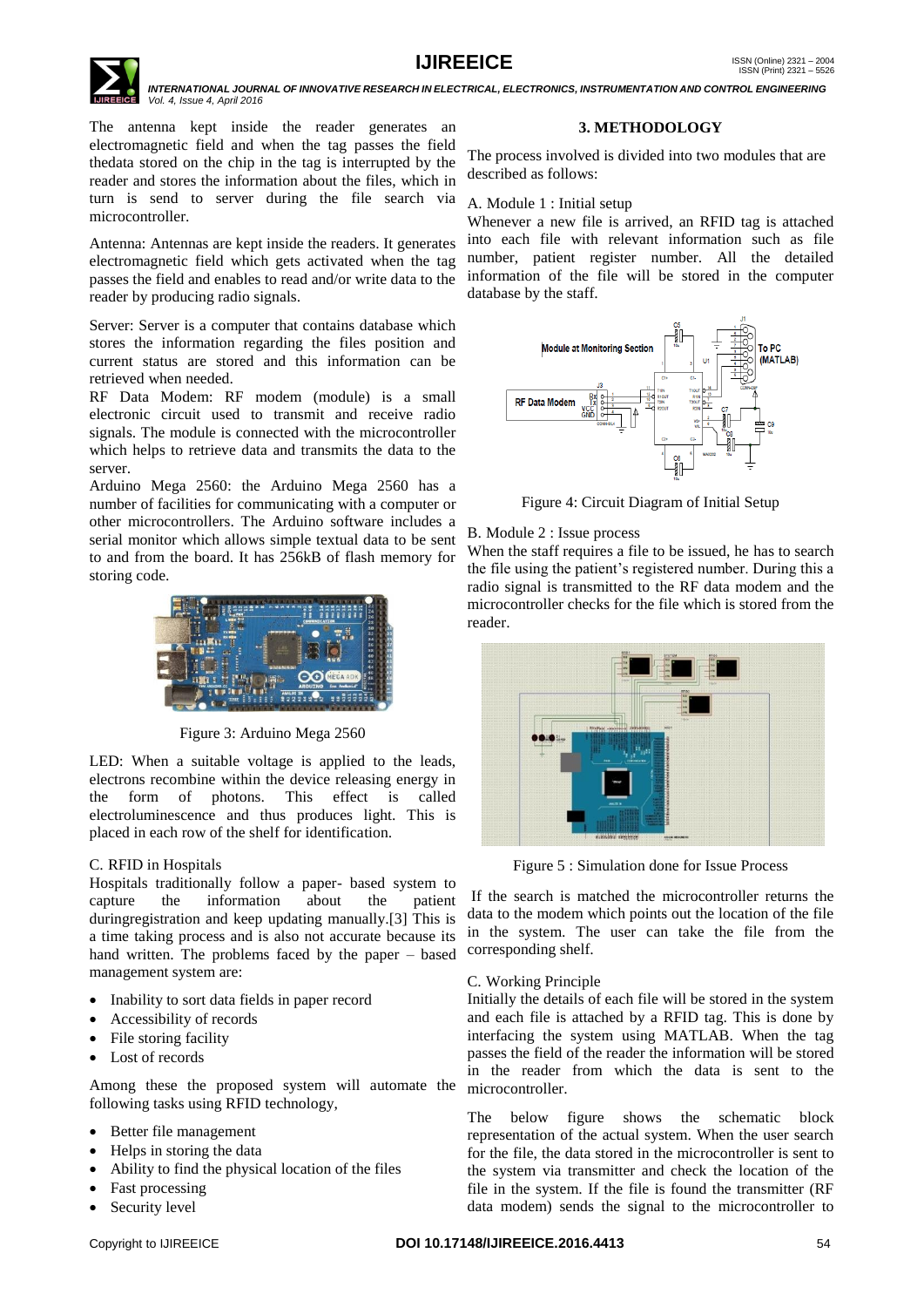The antenna kept inside the reader generates an electromagnetic field and when the tag passes the field thedata stored on the chip in the tag is interrupted by the reader and stores the information about the files, which in turn is send to server during the file search via microcontroller.

Antenna: Antennas are kept inside the readers. It generates electromagnetic field which gets activated when the tag passes the field and enables to read and/or write data to the reader by producing radio signals.

Server: Server is a computer that contains database which stores the information regarding the files position and current status are stored and this information can be retrieved when needed.

RF Data Modem: RF modem (module) is a small electronic circuit used to transmit and receive radio signals. The module is connected with the microcontroller which helps to retrieve data and transmits the data to the server.

Arduino Mega 2560: the Arduino Mega 2560 has a number of facilities for communicating with a computer or other microcontrollers. The Arduino software includes a serial monitor which allows simple textual data to be sent to and from the board. It has 256kB of flash memory for storing code.

Figure 3: Arduino Mega 2560

LED: When a suitable voltage is applied to the leads, electrons recombine within the device releasing energy in the form of photons. This effect is called electroluminescence and thus produces light. This is placed in each row of the shelf for identification.

C. RFID in Hospitals

Hospitals traditionally follow a paper- based system to capture the information about the patient duringregistration and keep updating manually.[3] This is a time taking process and is also not accurate because its hand written. The problems faced by the paper – based management system are:

- Inability to sort data fields in paper record
- Accessibility of records
- File storing facility
- Lost of records

Among these the proposed system will automate the following tasks using RFID technology,

- Better file management
- Helps in storing the data
- Ability to find the physical location of the files
- Fast processing
- Security level

## 3. METHODOLOGY

The process involved is divided into two modules that are described as follows:

A. Module 1 : Initial setup

Whenever a new file is arrived, an RFID tag is attached into each file with relevant information such as file number, patient register number. All the detailed information of the file will be stored in the computer database by the staff.

Figure 4: Circuit Diagram of Initial Setup

B. Module 2 : Issue process

When the staff requires a file to be issued, he has to search the file using the patient's registered number. During this a radio signal is transmitted to the RF data modem and the microcontroller checks for the file which is stored from the reader.

Figure 5 : Simulation done for Issue Process

If the search is matched the microcontroller returns the data to the modem which points out the location of the file in the system. The user can take the file from the corresponding shelf.

C. Working Principle

Initially the details of each file will be stored in the system and each file is attached by a RFID tag. This is done by interfacing the system using MATLAB. When the tag passes the field of the reader the information will be stored in the reader from which the data is sent to the microcontroller.

The below figure shows the schematic block representation of the actual system. When the user search for the file, the data stored in the microcontroller is sent to the system via transmitter and check the location of the file in the system. If the file is found the transmitter (RF data modem) sends the signal to the microcontroller to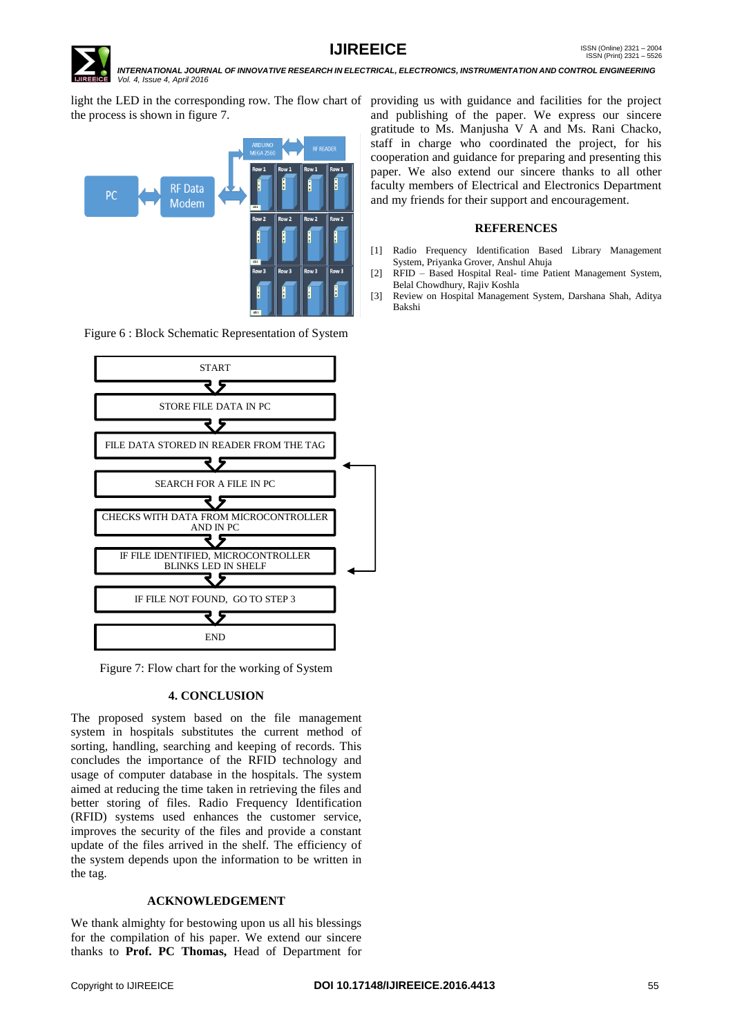light the LED in the corresponding row. The flow chart of the process is shown in figure 7.

Figure 6 : Block Schematic Representation of System

START

STORE FILE DATA IN PC

FILE DATA STORED IN READER FROM THE TAG

SEARCH FOR A FILE IN PC

CHECKS WITH DATA FROM MICROCONTROLLER AND IN PC

IF FILE IDENTIFIED, MICROCONTROLLER BLINKS LED IN SHELF

IF FILE NOT FOUND, GO TO STEP 3

END

Figure 7: Flow chart for the working of System

## 4. CONCLUSION

The proposed system based on the file management system in hospitals substitutes the current method of sorting, handling, searching and keeping of records. This concludes the importance of the RFID technology and usage of computer database in the hospitals. The system aimed at reducing the time taken in retrieving the files and better storing of files. Radio Frequency Identification (RFID) systems used enhances the customer service, improves the security of the files and provide a constant update of the files arrived in the shelf. The efficiency of the system depends upon the information to be written in the tag.

## ACKNOWLEDGEMENT

We thank almighty for bestowing upon us all his blessings for the compilation of his paper. We extend our sincere thanks to **Prof. PC Thomas,** Head of Department for providing us with guidance and facilities for the project and publishing of the paper. We express our sincere gratitude to Ms. Manjusha V A and Ms. Rani Chacko, staff in charge who coordinated the project, for his cooperation and guidance for preparing and presenting this paper. We also extend our sincere thanks to all other faculty members of Electrical and Electronics Department and my friends for their support and encouragement.

## REFERENCES

[1] Radio Frequency Identification Based Library Management System, Priyanka Grover, Anshul Ahuja

[2] RFID – Based Hospital Real- time Patient Management System, Belal Chowdhury, Rajiv Koshla

[3] Review on Hospital Management System, Darshana Shah, Aditya Bakshi